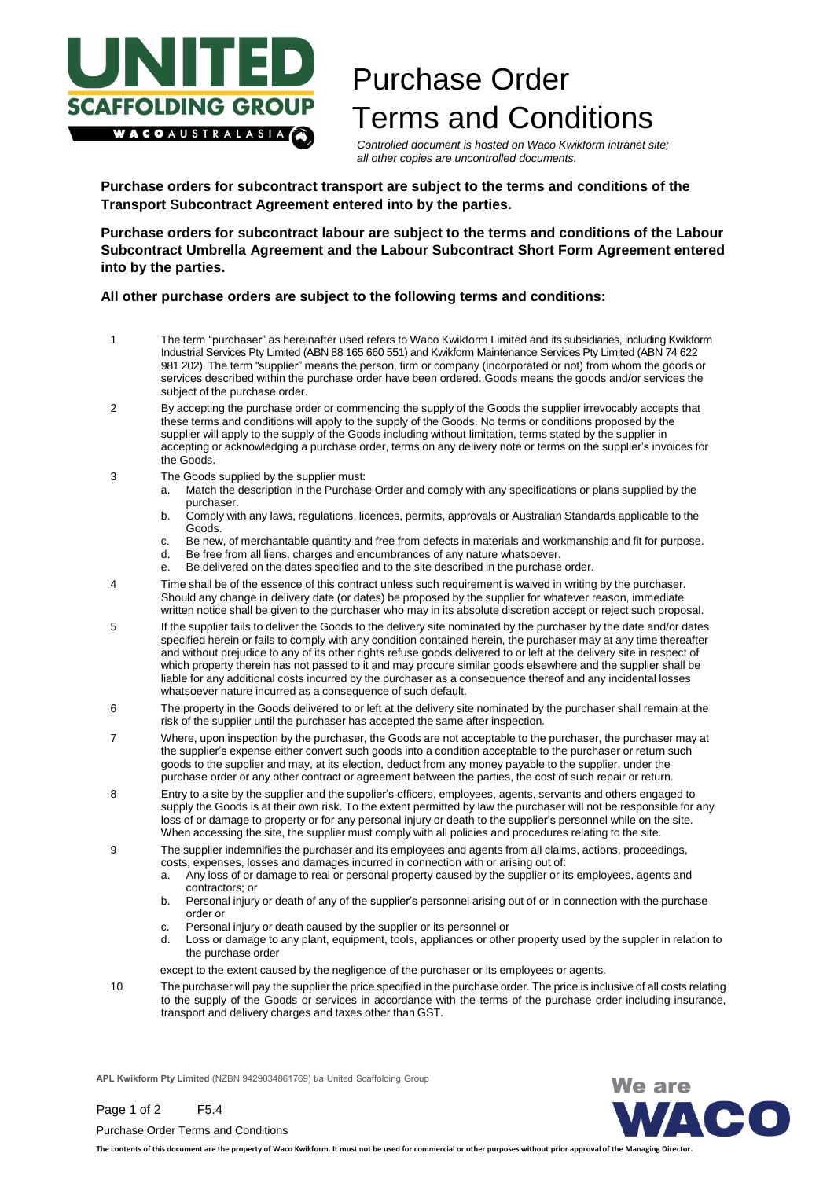# Purchase Order Terms and Conditions

*Controlled document is hosted on Waco Kwikform intranet site; all other copies are uncontrolled documents.*

**Purchase orders for subcontract transport are subject to the terms and conditions of the Transport Subcontract Agreement entered into by the parties.**

**Purchase orders for subcontract labour are subject to the terms and conditions of the Labour Subcontract Umbrella Agreement and the Labour Subcontract Short Form Agreement entered into by the parties.**

**All other purchase orders are subject to the following terms and conditions:**

1. The term "purchaser" as hereinafter used refers to Waco Kwikform Limited and its subsidiaries, including Kwikform Industrial Services Pty Limited (ABN 88 165 660 551) and Kwikform Maintenance Services Pty Limited (ABN 74 622 981 202). The term "supplier" means the person, firm or company (incorporated or not) from whom the goods or services described within the purchase order have been ordered. Goods means the goods and/or services the subject of the purchase order.

2. By accepting the purchase order or commencing the supply of the Goods the supplier irrevocably accepts that these terms and conditions will apply to the supply of the Goods. No terms or conditions proposed by the supplier will apply to the supply of the Goods including without limitation, terms stated by the supplier in accepting or acknowledging a purchase order, terms on any delivery note or terms on the supplier's invoices for the Goods.

3. The Goods supplied by the supplier must:
   a. Match the description in the Purchase Order and comply with any specifications or plans supplied by the purchaser.
   b. Comply with any laws, regulations, licences, permits, approvals or Australian Standards applicable to the Goods.
   c. Be new, of merchantable quantity and free from defects in materials and workmanship and fit for purpose.
   d. Be free from all liens, charges and encumbrances of any nature whatsoever.
   e. Be delivered on the dates specified and to the site described in the purchase order.

4. Time shall be of the essence of this contract unless such requirement is waived in writing by the purchaser. Should any change in delivery date (or dates) be proposed by the supplier for whatever reason, immediate written notice shall be given to the purchaser who may in its absolute discretion accept or reject such proposal.

5. If the supplier fails to deliver the Goods to the delivery site nominated by the purchaser by the date and/or dates specified herein or fails to comply with any condition contained herein, the purchaser may at any time thereafter and without prejudice to any of its other rights refuse goods delivered to or left at the delivery site in respect of which property therein has not passed to it and may procure similar goods elsewhere and the supplier shall be liable for any additional costs incurred by the purchaser as a consequence thereof and any incidental losses whatsoever nature incurred as a consequence of such default.

6. The property in the Goods delivered to or left at the delivery site nominated by the purchaser shall remain at the risk of the supplier until the purchaser has accepted the same after inspection.

7. Where, upon inspection by the purchaser, the Goods are not acceptable to the purchaser, the purchaser may at the supplier's expense either convert such goods into a condition acceptable to the purchaser or return such goods to the supplier and may, at its election, deduct from any money payable to the supplier, under the purchase order or any other contract or agreement between the parties, the cost of such repair or return.

8. Entry to a site by the supplier and the supplier's officers, employees, agents, servants and others engaged to supply the Goods is at their own risk. To the extent permitted by law the purchaser will not be responsible for any loss of or damage to property or for any personal injury or death to the supplier's personnel while on the site. When accessing the site, the supplier must comply with all policies and procedures relating to the site.

9. The supplier indemnifies the purchaser and its employees and agents from all claims, actions, proceedings, costs, expenses, losses and damages incurred in connection with or arising out of:
   a. Any loss of or damage to real or personal property caused by the supplier or its employees, agents and contractors; or
   b. Personal injury or death of any of the supplier's personnel arising out of or in connection with the purchase order or
   c. Personal injury or death caused by the supplier or its personnel or
   d. Loss or damage to any plant, equipment, tools, appliances or other property used by the suppler in relation to the purchase order

   except to the extent caused by the negligence of the purchaser or its employees or agents.

10. The purchaser will pay the supplier the price specified in the purchase order. The price is inclusive of all costs relating to the supply of the Goods or services in accordance with the terms of the purchase order including insurance, transport and delivery charges and taxes other than GST.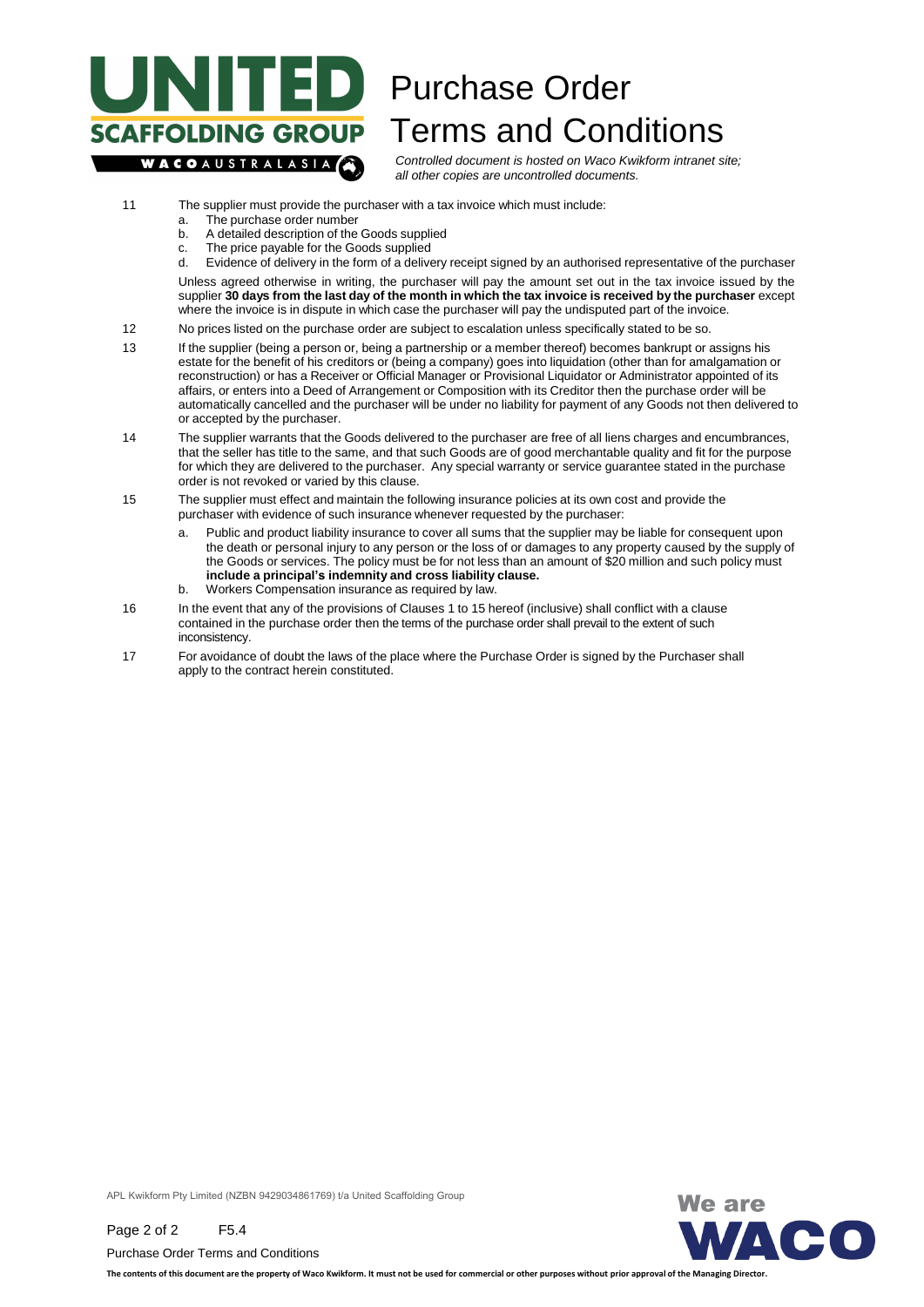# Purchase Order Terms and Conditions

*Controlled document is hosted on Waco Kwikform intranet site; all other copies are uncontrolled documents.*

11 The supplier must provide the purchaser with a tax invoice which must include:

a. The purchase order number
b. A detailed description of the Goods supplied
c. The price payable for the Goods supplied
d. Evidence of delivery in the form of a delivery receipt signed by an authorised representative of the purchaser

Unless agreed otherwise in writing, the purchaser will pay the amount set out in the tax invoice issued by the supplier **30 days from the last day of the month in which the tax invoice is received by the purchaser** except where the invoice is in dispute in which case the purchaser will pay the undisputed part of the invoice.

12 No prices listed on the purchase order are subject to escalation unless specifically stated to be so.

13 If the supplier (being a person or, being a partnership or a member thereof) becomes bankrupt or assigns his estate for the benefit of his creditors or (being a company) goes into liquidation (other than for amalgamation or reconstruction) or has a Receiver or Official Manager or Provisional Liquidator or Administrator appointed of its affairs, or enters into a Deed of Arrangement or Composition with its Creditor then the purchase order will be automatically cancelled and the purchaser will be under no liability for payment of any Goods not then delivered to or accepted by the purchaser.

14 The supplier warrants that the Goods delivered to the purchaser are free of all liens charges and encumbrances, that the seller has title to the same, and that such Goods are of good merchantable quality and fit for the purpose for which they are delivered to the purchaser. Any special warranty or service guarantee stated in the purchase order is not revoked or varied by this clause.

15 The supplier must effect and maintain the following insurance policies at its own cost and provide the purchaser with evidence of such insurance whenever requested by the purchaser:

a. Public and product liability insurance to cover all sums that the supplier may be liable for consequent upon the death or personal injury to any person or the loss of or damages to any property caused by the supply of the Goods or services. The policy must be for not less than an amount of $20 million and such policy must **include a principal's indemnity and cross liability clause.**
b. Workers Compensation insurance as required by law.

16 In the event that any of the provisions of Clauses 1 to 15 hereof (inclusive) shall conflict with a clause contained in the purchase order then the terms of the purchase order shall prevail to the extent of such inconsistency.

17 For avoidance of doubt the laws of the place where the Purchase Order is signed by the Purchaser shall apply to the contract herein constituted.

APL Kwikform Pty Limited (NZBN 9429034861769) t/a United Scaffolding Group

F5.4

**The contents of this document are the property of Waco Kwikform. It must not be used for commercial or other purposes without prior approval of the Managing Director.**